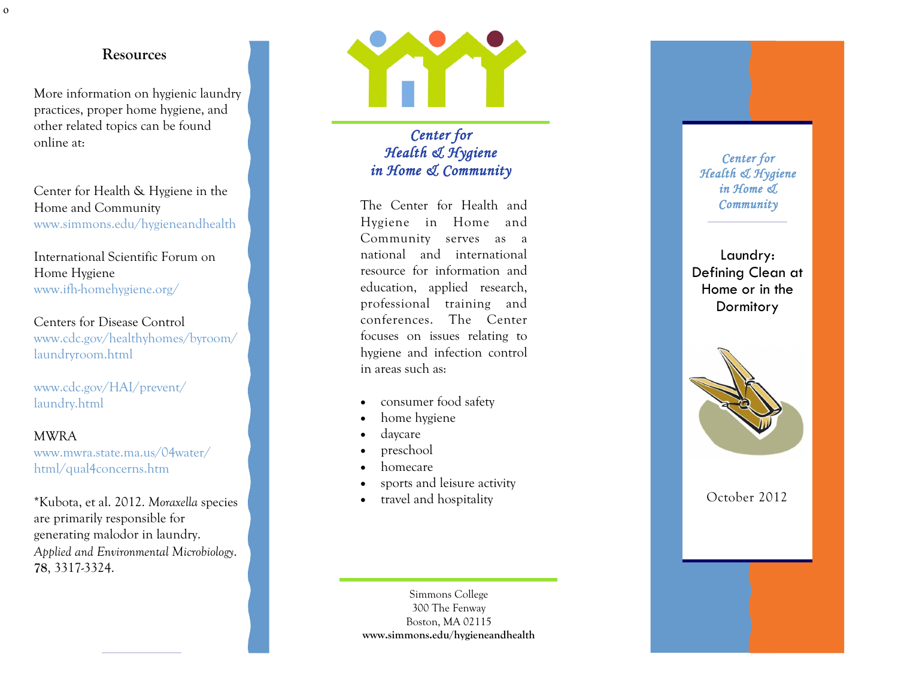## Resources

More information on hygienic laundry practices, proper home hygiene, and other related topics can be found online at:

Center for Health & Hygiene in the Home and Community
www.simmons.edu/hygieneandhealth

International Scientific Forum on Home Hygiene
www.ifh-homehygiene.org/

Centers for Disease Control
www.cdc.gov/healthyhomes/byroom/laundryroom.html

www.cdc.gov/HAI/prevent/laundry.html

MWRA
www.mwra.state.ma.us/04water/html/qual4concerns.htm

*Kubota, et al. 2012. *Moraxella* species are primarily responsible for generating malodor in laundry. *Applied and Environmental Microbiology*. **78**, 3317-3324.

## *Center for Health & Hygiene in Home & Community*

The Center for Health and Hygiene in Home and Community serves as a national and international resource for information and education, applied research, professional training and conferences. The Center focuses on issues relating to hygiene and infection control in areas such as:

- consumer food safety
- home hygiene
- daycare
- preschool
- homecare
- sports and leisure activity
- travel and hospitality

Simmons College
300 The Fenway
Boston, MA 02115
**www.simmons.edu/hygieneandhealth**

*Center for Health & Hygiene in Home & Community*

# Laundry: Defining Clean at Home or in the Dormitory

October 2012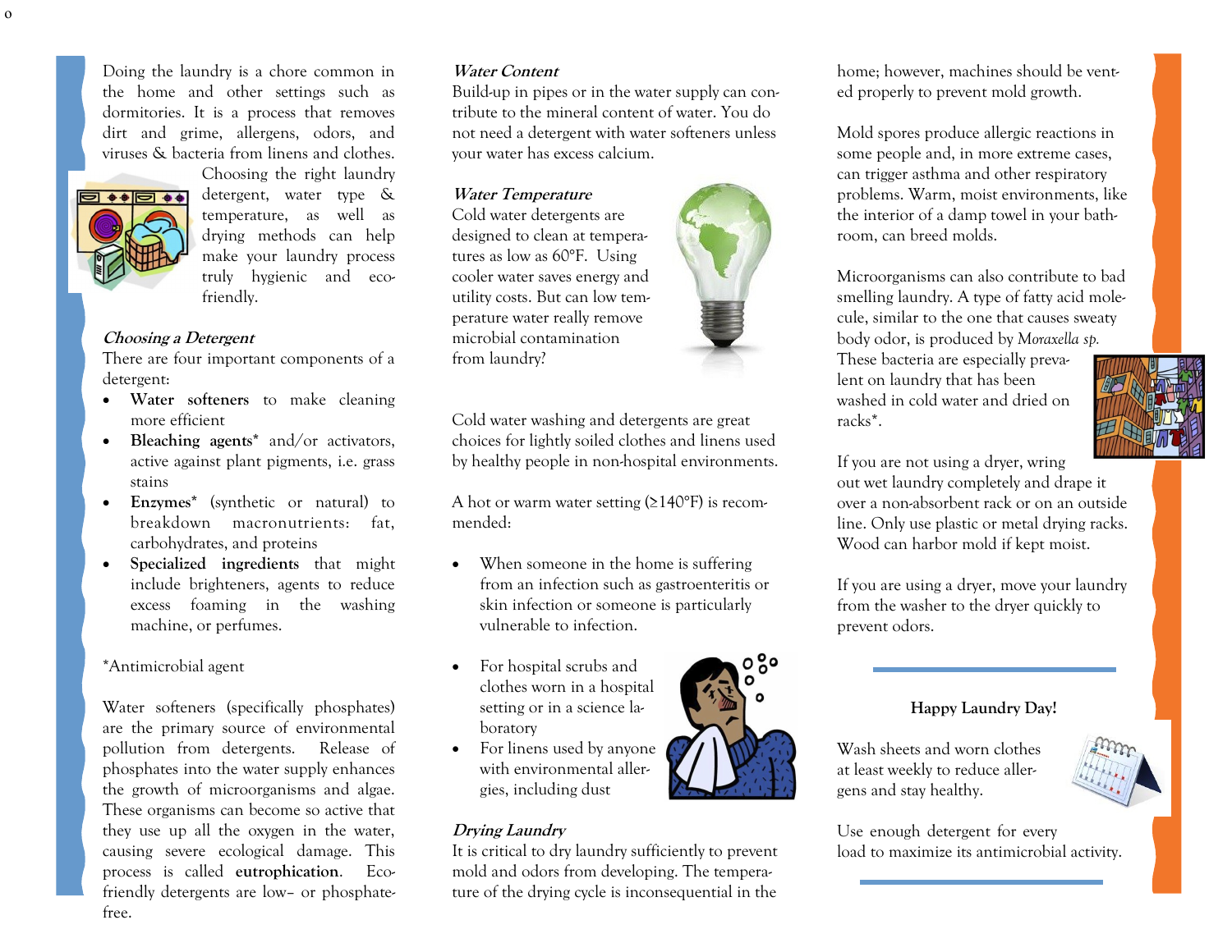Doing the laundry is a chore common in the home and other settings such as dormitories. It is a process that removes dirt and grime, allergens, odors, and viruses & bacteria from linens and clothes. Choosing the right laundry detergent, water type & temperature, as well as drying methods can help make your laundry process truly hygienic and eco-friendly.

### *Choosing a Detergent*

There are four important components of a detergent:

- **Water softeners** to make cleaning more efficient
- **Bleaching agents*** and/or activators, active against plant pigments, i.e. grass stains
- **Enzymes*** (synthetic or natural) to breakdown macronutrients: fat, carbohydrates, and proteins
- **Specialized ingredients** that might include brighteners, agents to reduce excess foaming in the washing machine, or perfumes.

*Antimicrobial agent

Water softeners (specifically phosphates) are the primary source of environmental pollution from detergents. Release of phosphates into the water supply enhances the growth of microorganisms and algae. These organisms can become so active that they use up all the oxygen in the water, causing severe ecological damage. This process is called **eutrophication**. Eco-friendly detergents are low– or phosphate-free.

### *Water Content*

Build-up in pipes or in the water supply can contribute to the mineral content of water. You do not need a detergent with water softeners unless your water has excess calcium.

### *Water Temperature*

Cold water detergents are designed to clean at temperatures as low as 60°F. Using cooler water saves energy and utility costs. But can low temperature water really remove microbial contamination from laundry?

Cold water washing and detergents are great choices for lightly soiled clothes and linens used by healthy people in non-hospital environments.

A hot or warm water setting (≥140°F) is recommended:

- When someone in the home is suffering from an infection such as gastroenteritis or skin infection or someone is particularly vulnerable to infection.
- For hospital scrubs and clothes worn in a hospital setting or in a science laboratory
- For linens used by anyone with environmental allergies, including dust

### *Drying Laundry*

It is critical to dry laundry sufficiently to prevent mold and odors from developing. The temperature of the drying cycle is inconsequential in the home; however, machines should be vented properly to prevent mold growth.

Mold spores produce allergic reactions in some people and, in more extreme cases, can trigger asthma and other respiratory problems. Warm, moist environments, like the interior of a damp towel in your bathroom, can breed molds.

Microorganisms can also contribute to bad smelling laundry. A type of fatty acid molecule, similar to the one that causes sweaty body odor, is produced by *Moraxella sp.* These bacteria are especially prevalent on laundry that has been washed in cold water and dried on racks*.

If you are not using a dryer, wring out wet laundry completely and drape it over a non-absorbent rack or on an outside line. Only use plastic or metal drying racks. Wood can harbor mold if kept moist.

If you are using a dryer, move your laundry from the washer to the dryer quickly to prevent odors.

**Happy Laundry Day!**

Wash sheets and worn clothes at least weekly to reduce allergens and stay healthy.

Use enough detergent for every load to maximize its antimicrobial activity.